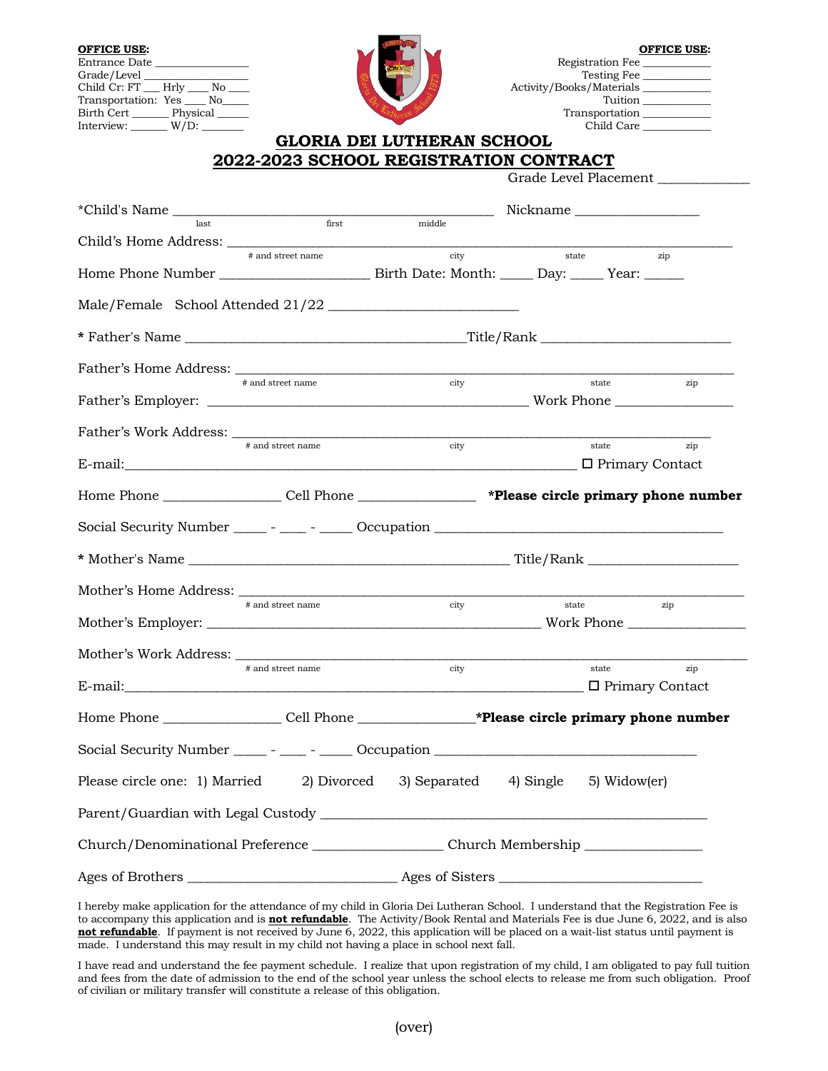**OFFICE USE:**
Entrance Date ________________
Grade/Level ________________
Child Cr: FT ___ Hrly ____ No ____
Transportation: Yes ____ No_____
Birth Cert ______ Physical _____
Interview: ______ W/D: _______

**OFFICE USE:**
Registration Fee ___________
Testing Fee ___________
Activity/Books/Materials ___________
Tuition ___________
Transportation ___________
Child Care ___________

# GLORIA DEI LUTHERAN SCHOOL

## 2022-2023 SCHOOL REGISTRATION CONTRACT

Grade Level Placement _____________

*Child's Name ____________________________________________ Nickname _________________
last first middle

Child's Home Address: _______________________________________________________________
\# and street name city state zip

Home Phone Number _____________________ Birth Date: Month: _____ Day: _____ Year: ______

Male/Female School Attended 21/22 ___________________________

* Father's Name _______________________________________Title/Rank ___________________________

Father's Home Address: _______________________________________________________________
\# and street name city state zip

Father's Employer: _____________________________________________ Work Phone ________________

Father's Work Address: _______________________________________________________________
\# and street name city state zip

E-mail:______________________________________________________________ ☐ Primary Contact

Home Phone ________________ Cell Phone ________________ ***Please circle primary phone number**

Social Security Number _____ - ____ - _____ Occupation ________________________________________

* Mother's Name _____________________________________________ Title/Rank _____________________

Mother's Home Address: _______________________________________________________________
\# and street name city state zip

Mother's Employer: _____________________________________________ Work Phone ________________

Mother's Work Address: _______________________________________________________________
\# and street name city state zip

E-mail:______________________________________________________________ ☐ Primary Contact

Home Phone ________________ Cell Phone ________________***Please circle primary phone number**

Social Security Number _____ - ____ - _____ Occupation ____________________________________

Please circle one: 1) Married 2) Divorced 3) Separated 4) Single 5) Widow(er)

Parent/Guardian with Legal Custody ______________________________________________________

Church/Denominational Preference __________________ Church Membership ________________

Ages of Brothers ______________________________ Ages of Sisters ____________________________

I hereby make application for the attendance of my child in Gloria Dei Lutheran School. I understand that the Registration Fee is to accompany this application and is **not refundable**. The Activity/Book Rental and Materials Fee is due June 6, 2022, and is also **not refundable**. If payment is not received by June 6, 2022, this application will be placed on a wait-list status until payment is made. I understand this may result in my child not having a place in school next fall.

I have read and understand the fee payment schedule. I realize that upon registration of my child, I am obligated to pay full tuition and fees from the date of admission to the end of the school year unless the school elects to release me from such obligation. Proof of civilian or military transfer will constitute a release of this obligation.

(over)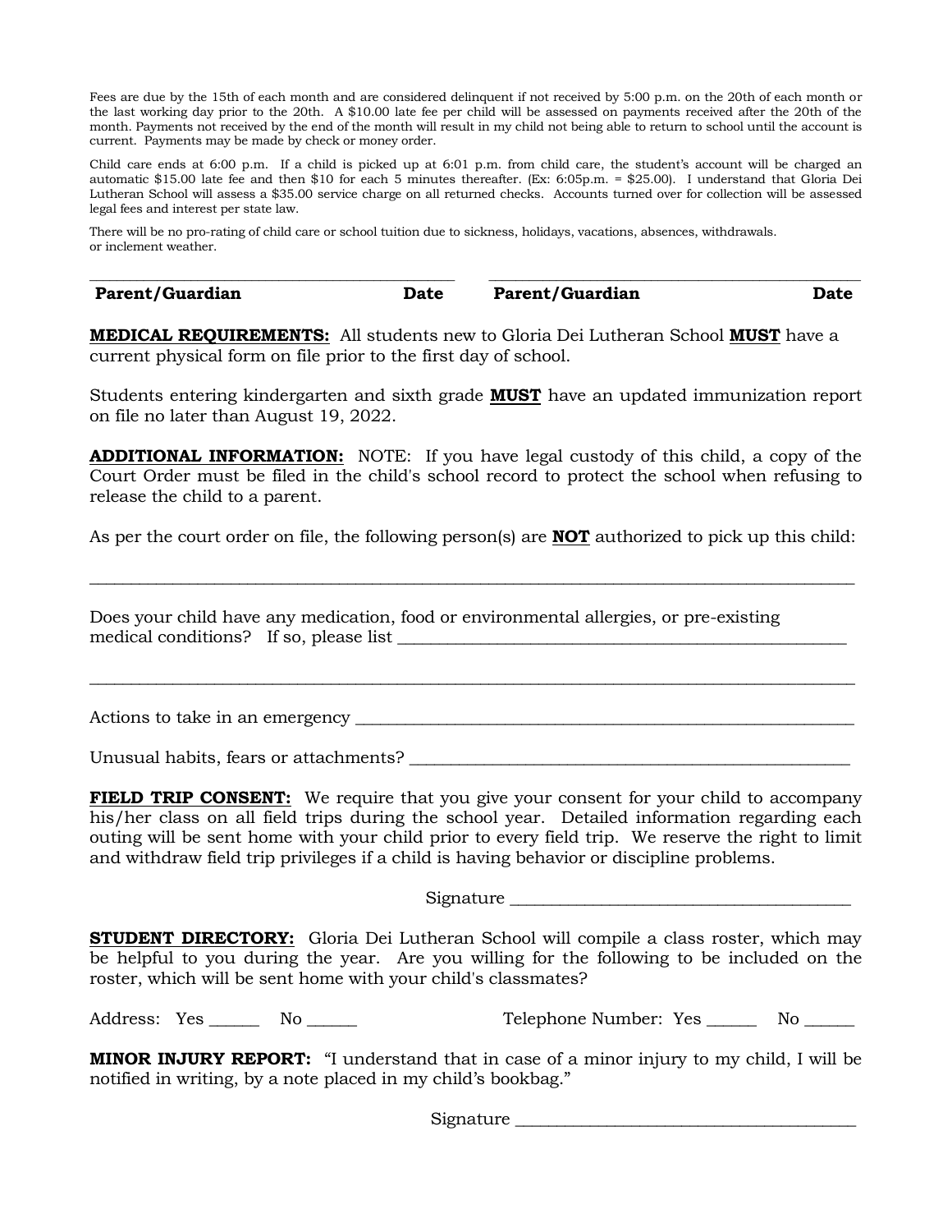Fees are due by the 15th of each month and are considered delinquent if not received by 5:00 p.m. on the 20th of each month or the last working day prior to the 20th. A $10.00 late fee per child will be assessed on payments received after the 20th of the month. Payments not received by the end of the month will result in my child not being able to return to school until the account is current. Payments may be made by check or money order.

Child care ends at 6:00 p.m. If a child is picked up at 6:01 p.m. from child care, the student's account will be charged an automatic $15.00 late fee and then $10 for each 5 minutes thereafter. (Ex: 6:05p.m. = $25.00). I understand that Gloria Dei Lutheran School will assess a $35.00 service charge on all returned checks. Accounts turned over for collection will be assessed legal fees and interest per state law.

There will be no pro-rating of child care or school tuition due to sickness, holidays, vacations, absences, withdrawals. or inclement weather.

______________________________________________ ______________________________________________

**Parent/Guardian Date Parent/Guardian Date**

**<u>MEDICAL REQUIREMENTS:</u>** All students new to Gloria Dei Lutheran School **<u>MUST</u>** have a current physical form on file prior to the first day of school.

Students entering kindergarten and sixth grade **<u>MUST</u>** have an updated immunization report on file no later than August 19, 2022.

**<u>ADDITIONAL INFORMATION:</u>** NOTE: If you have legal custody of this child, a copy of the Court Order must be filed in the child's school record to protect the school when refusing to release the child to a parent.

As per the court order on file, the following person(s) are **<u>NOT</u>** authorized to pick up this child:

_____________________________________________________________________________________

Does your child have any medication, food or environmental allergies, or pre-existing medical conditions? If so, please list _____________________________________________________

_____________________________________________________________________________________

Actions to take in an emergency _____________________________________________________

Unusual habits, fears or attachments? _______________________________________________

**<u>FIELD TRIP CONSENT:</u>** We require that you give your consent for your child to accompany his/her class on all field trips during the school year. Detailed information regarding each outing will be sent home with your child prior to every field trip. We reserve the right to limit and withdraw field trip privileges if a child is having behavior or discipline problems.

Signature ______________________________________

**<u>STUDENT DIRECTORY:</u>** Gloria Dei Lutheran School will compile a class roster, which may be helpful to you during the year. Are you willing for the following to be included on the roster, which will be sent home with your child's classmates?

Address: Yes ______ No ______ Telephone Number: Yes ______ No ______

**<u>MINOR INJURY REPORT:</u>** "I understand that in case of a minor injury to my child, I will be notified in writing, by a note placed in my child's bookbag."

Signature ______________________________________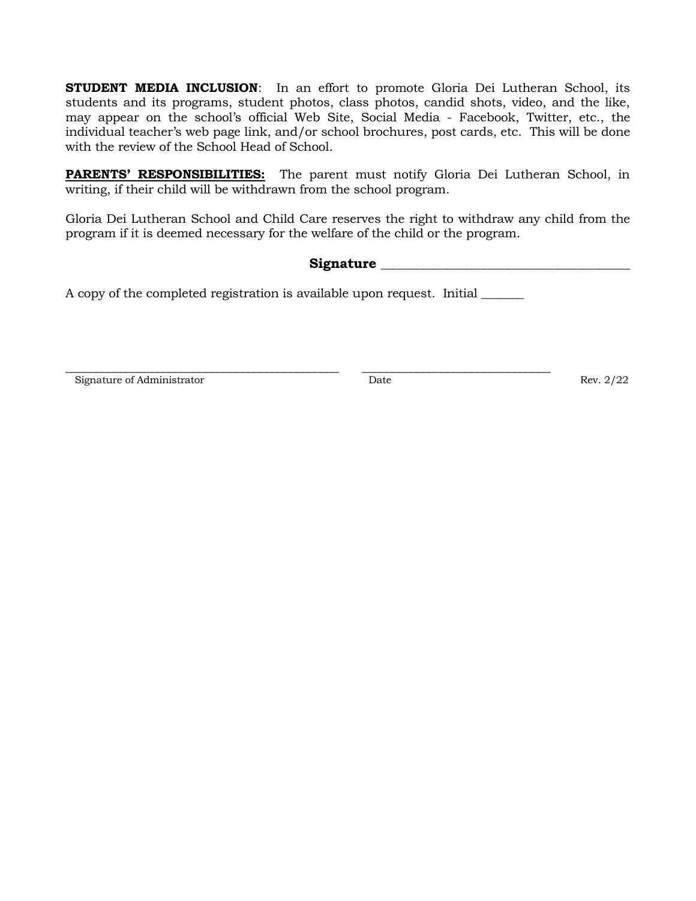**STUDENT MEDIA INCLUSION**: In an effort to promote Gloria Dei Lutheran School, its students and its programs, student photos, class photos, candid shots, video, and the like, may appear on the school's official Web Site, Social Media - Facebook, Twitter, etc., the individual teacher's web page link, and/or school brochures, post cards, etc. This will be done with the review of the School Head of School.

**PARENTS' RESPONSIBILITIES:** The parent must notify Gloria Dei Lutheran School, in writing, if their child will be withdrawn from the school program.

Gloria Dei Lutheran School and Child Care reserves the right to withdraw any child from the program if it is deemed necessary for the welfare of the child or the program.

**Signature** _______________________________________

A copy of the completed registration is available upon request. Initial _______

_______________________________________ _______________________________

Signature of Administrator Date Rev. 2/22